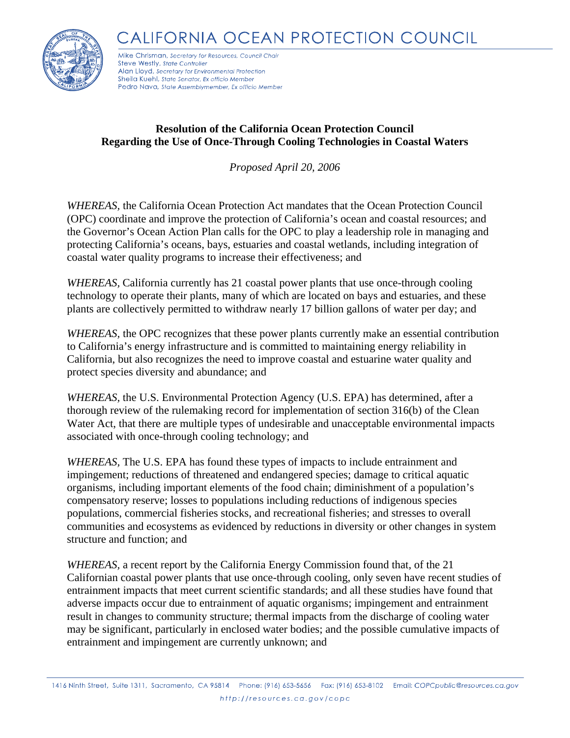# CALIFORNIA OCEAN PROTECTION COUNCIL

Mike Chrisman, *Secretary for Resources, Council Chair*
Steve Westly, *State Controller*
Alan Lloyd, *Secretary for Environmental Protection*
Sheila Kuehl, *State Senator, Ex officio Member*
Pedro Nava, *State Assemblymember, Ex officio Member*

**Resolution of the California Ocean Protection Council**
**Regarding the Use of Once-Through Cooling Technologies in Coastal Waters**

*Proposed April 20, 2006*

*WHEREAS*, the California Ocean Protection Act mandates that the Ocean Protection Council (OPC) coordinate and improve the protection of California's ocean and coastal resources; and the Governor's Ocean Action Plan calls for the OPC to play a leadership role in managing and protecting California's oceans, bays, estuaries and coastal wetlands, including integration of coastal water quality programs to increase their effectiveness; and

*WHEREAS*, California currently has 21 coastal power plants that use once-through cooling technology to operate their plants, many of which are located on bays and estuaries, and these plants are collectively permitted to withdraw nearly 17 billion gallons of water per day; and

*WHEREAS*, the OPC recognizes that these power plants currently make an essential contribution to California's energy infrastructure and is committed to maintaining energy reliability in California, but also recognizes the need to improve coastal and estuarine water quality and protect species diversity and abundance; and

*WHEREAS*, the U.S. Environmental Protection Agency (U.S. EPA) has determined, after a thorough review of the rulemaking record for implementation of section 316(b) of the Clean Water Act, that there are multiple types of undesirable and unacceptable environmental impacts associated with once-through cooling technology; and

*WHEREAS*, The U.S. EPA has found these types of impacts to include entrainment and impingement; reductions of threatened and endangered species; damage to critical aquatic organisms, including important elements of the food chain; diminishment of a population's compensatory reserve; losses to populations including reductions of indigenous species populations, commercial fisheries stocks, and recreational fisheries; and stresses to overall communities and ecosystems as evidenced by reductions in diversity or other changes in system structure and function; and

*WHEREAS*, a recent report by the California Energy Commission found that, of the 21 Californian coastal power plants that use once-through cooling, only seven have recent studies of entrainment impacts that meet current scientific standards; and all these studies have found that adverse impacts occur due to entrainment of aquatic organisms; impingement and entrainment result in changes to community structure; thermal impacts from the discharge of cooling water may be significant, particularly in enclosed water bodies; and the possible cumulative impacts of entrainment and impingement are currently unknown; and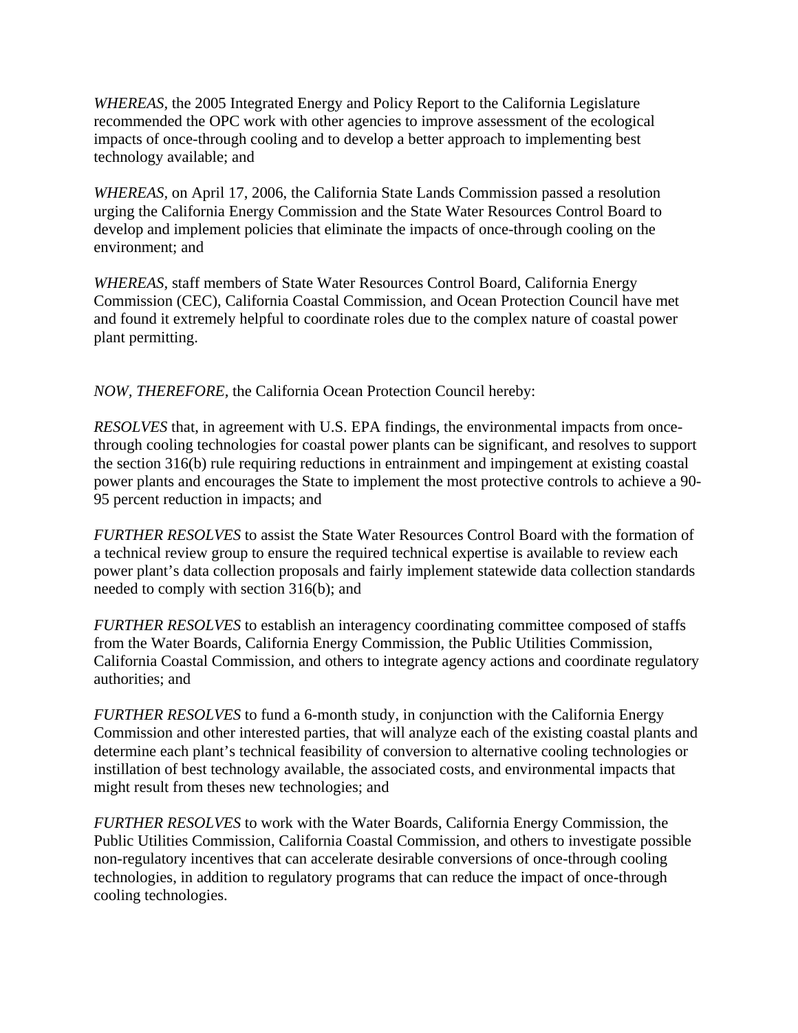*WHEREAS*, the 2005 Integrated Energy and Policy Report to the California Legislature recommended the OPC work with other agencies to improve assessment of the ecological impacts of once-through cooling and to develop a better approach to implementing best technology available; and

*WHEREAS*, on April 17, 2006, the California State Lands Commission passed a resolution urging the California Energy Commission and the State Water Resources Control Board to develop and implement policies that eliminate the impacts of once-through cooling on the environment; and

*WHEREAS*, staff members of State Water Resources Control Board, California Energy Commission (CEC), California Coastal Commission, and Ocean Protection Council have met and found it extremely helpful to coordinate roles due to the complex nature of coastal power plant permitting.

*NOW, THEREFORE,* the California Ocean Protection Council hereby:

*RESOLVES* that, in agreement with U.S. EPA findings, the environmental impacts from once-through cooling technologies for coastal power plants can be significant, and resolves to support the section 316(b) rule requiring reductions in entrainment and impingement at existing coastal power plants and encourages the State to implement the most protective controls to achieve a 90-95 percent reduction in impacts; and

*FURTHER RESOLVES* to assist the State Water Resources Control Board with the formation of a technical review group to ensure the required technical expertise is available to review each power plant's data collection proposals and fairly implement statewide data collection standards needed to comply with section 316(b); and

*FURTHER RESOLVES* to establish an interagency coordinating committee composed of staffs from the Water Boards, California Energy Commission, the Public Utilities Commission, California Coastal Commission, and others to integrate agency actions and coordinate regulatory authorities; and

*FURTHER RESOLVES* to fund a 6-month study, in conjunction with the California Energy Commission and other interested parties, that will analyze each of the existing coastal plants and determine each plant's technical feasibility of conversion to alternative cooling technologies or instillation of best technology available, the associated costs, and environmental impacts that might result from theses new technologies; and

*FURTHER RESOLVES* to work with the Water Boards, California Energy Commission, the Public Utilities Commission, California Coastal Commission, and others to investigate possible non-regulatory incentives that can accelerate desirable conversions of once-through cooling technologies, in addition to regulatory programs that can reduce the impact of once-through cooling technologies.